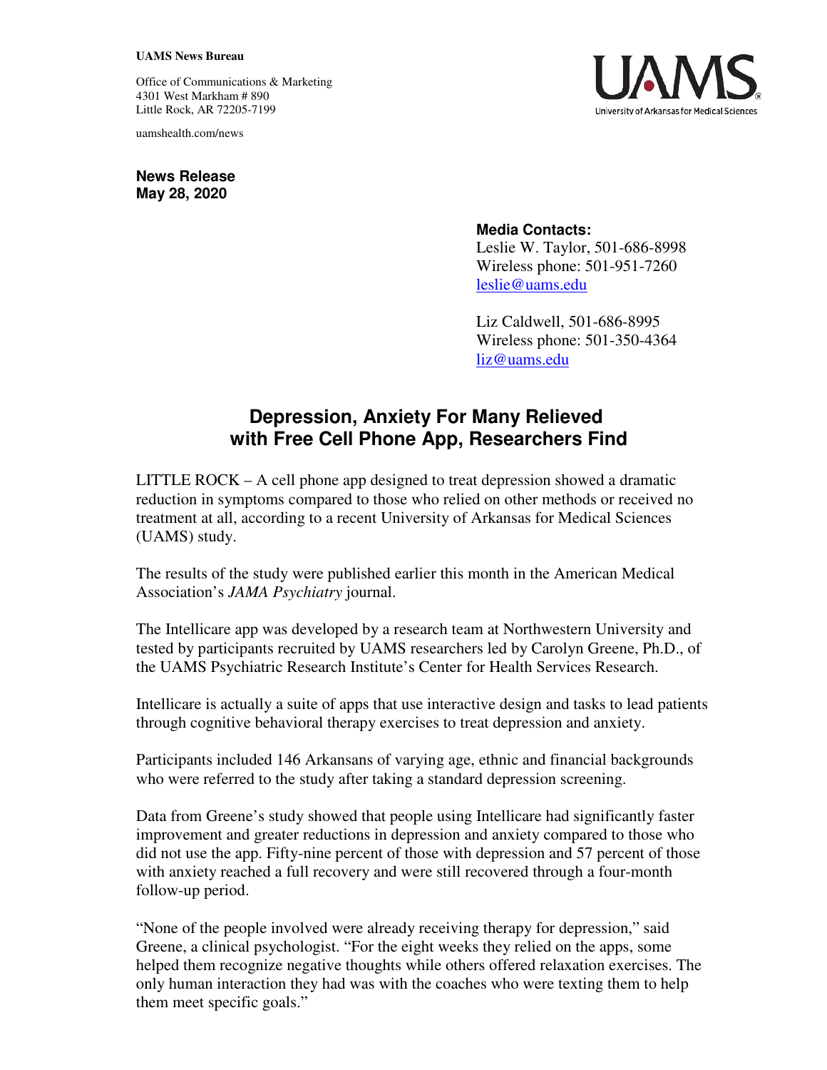**UAMS News Bureau**

Office of Communications & Marketing
4301 West Markham # 890
Little Rock, AR 72205-7199

uamshealth.com/news

**News Release**
**May 28, 2020**

**Media Contacts:**
Leslie W. Taylor, 501-686-8998
Wireless phone: 501-951-7260
leslie@uams.edu

Liz Caldwell, 501-686-8995
Wireless phone: 501-350-4364
liz@uams.edu

# Depression, Anxiety For Many Relieved with Free Cell Phone App, Researchers Find

LITTLE ROCK – A cell phone app designed to treat depression showed a dramatic reduction in symptoms compared to those who relied on other methods or received no treatment at all, according to a recent University of Arkansas for Medical Sciences (UAMS) study.

The results of the study were published earlier this month in the American Medical Association's *JAMA Psychiatry* journal.

The Intellicare app was developed by a research team at Northwestern University and tested by participants recruited by UAMS researchers led by Carolyn Greene, Ph.D., of the UAMS Psychiatric Research Institute's Center for Health Services Research.

Intellicare is actually a suite of apps that use interactive design and tasks to lead patients through cognitive behavioral therapy exercises to treat depression and anxiety.

Participants included 146 Arkansans of varying age, ethnic and financial backgrounds who were referred to the study after taking a standard depression screening.

Data from Greene's study showed that people using Intellicare had significantly faster improvement and greater reductions in depression and anxiety compared to those who did not use the app. Fifty-nine percent of those with depression and 57 percent of those with anxiety reached a full recovery and were still recovered through a four-month follow-up period.

"None of the people involved were already receiving therapy for depression," said Greene, a clinical psychologist. "For the eight weeks they relied on the apps, some helped them recognize negative thoughts while others offered relaxation exercises. The only human interaction they had was with the coaches who were texting them to help them meet specific goals."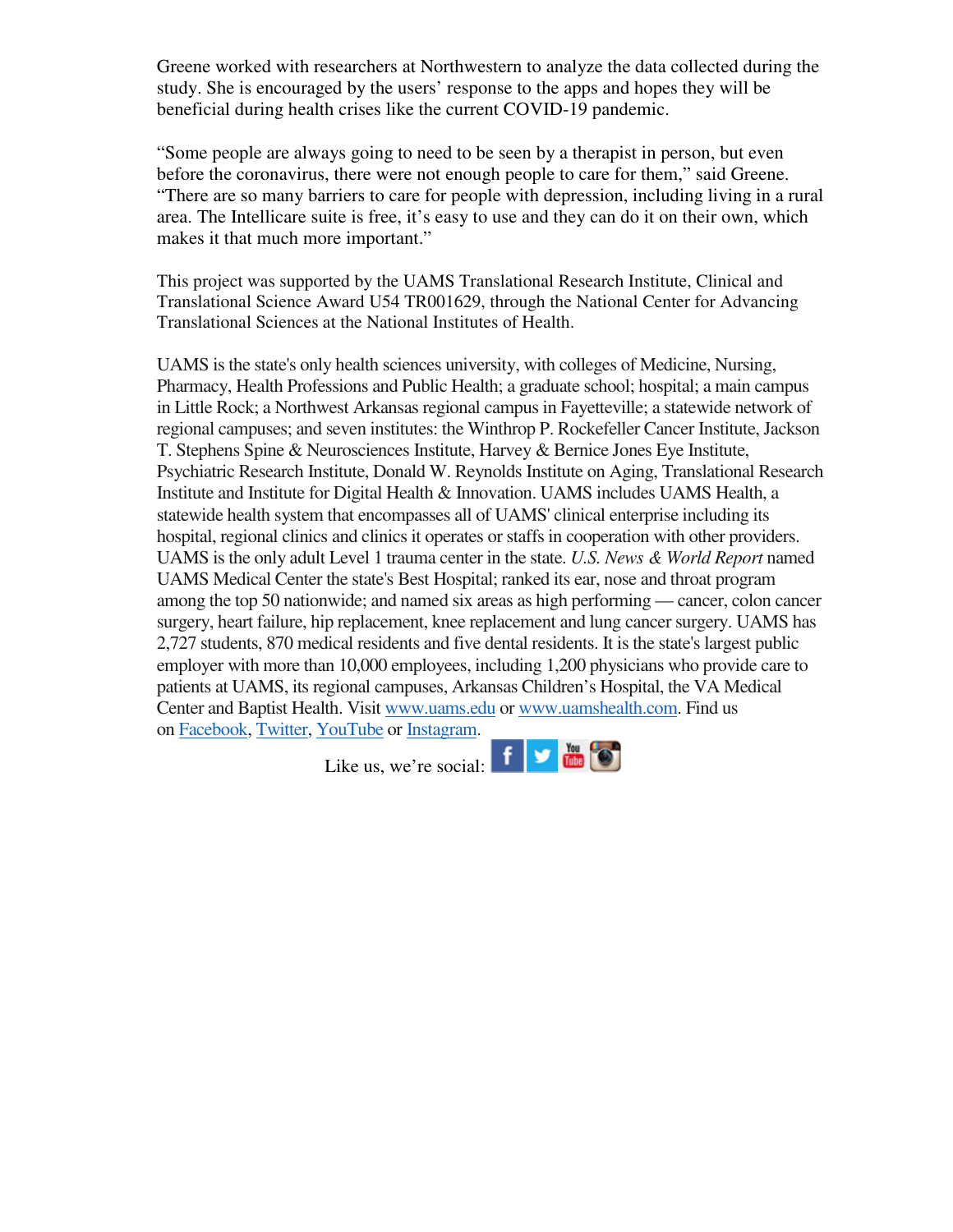Greene worked with researchers at Northwestern to analyze the data collected during the study. She is encouraged by the users' response to the apps and hopes they will be beneficial during health crises like the current COVID-19 pandemic.

"Some people are always going to need to be seen by a therapist in person, but even before the coronavirus, there were not enough people to care for them," said Greene. "There are so many barriers to care for people with depression, including living in a rural area. The Intellicare suite is free, it's easy to use and they can do it on their own, which makes it that much more important."

This project was supported by the UAMS Translational Research Institute, Clinical and Translational Science Award U54 TR001629, through the National Center for Advancing Translational Sciences at the National Institutes of Health.

UAMS is the state's only health sciences university, with colleges of Medicine, Nursing, Pharmacy, Health Professions and Public Health; a graduate school; hospital; a main campus in Little Rock; a Northwest Arkansas regional campus in Fayetteville; a statewide network of regional campuses; and seven institutes: the Winthrop P. Rockefeller Cancer Institute, Jackson T. Stephens Spine & Neurosciences Institute, Harvey & Bernice Jones Eye Institute, Psychiatric Research Institute, Donald W. Reynolds Institute on Aging, Translational Research Institute and Institute for Digital Health & Innovation. UAMS includes UAMS Health, a statewide health system that encompasses all of UAMS' clinical enterprise including its hospital, regional clinics and clinics it operates or staffs in cooperation with other providers. UAMS is the only adult Level 1 trauma center in the state. *U.S. News & World Report* named UAMS Medical Center the state's Best Hospital; ranked its ear, nose and throat program among the top 50 nationwide; and named six areas as high performing — cancer, colon cancer surgery, heart failure, hip replacement, knee replacement and lung cancer surgery. UAMS has 2,727 students, 870 medical residents and five dental residents. It is the state's largest public employer with more than 10,000 employees, including 1,200 physicians who provide care to patients at UAMS, its regional campuses, Arkansas Children's Hospital, the VA Medical Center and Baptist Health. Visit [www.uams.edu](www.uams.edu) or [www.uamshealth.com](www.uamshealth.com). Find us on [Facebook](), [Twitter](), [YouTube]() or [Instagram]().

Like us, we're social: